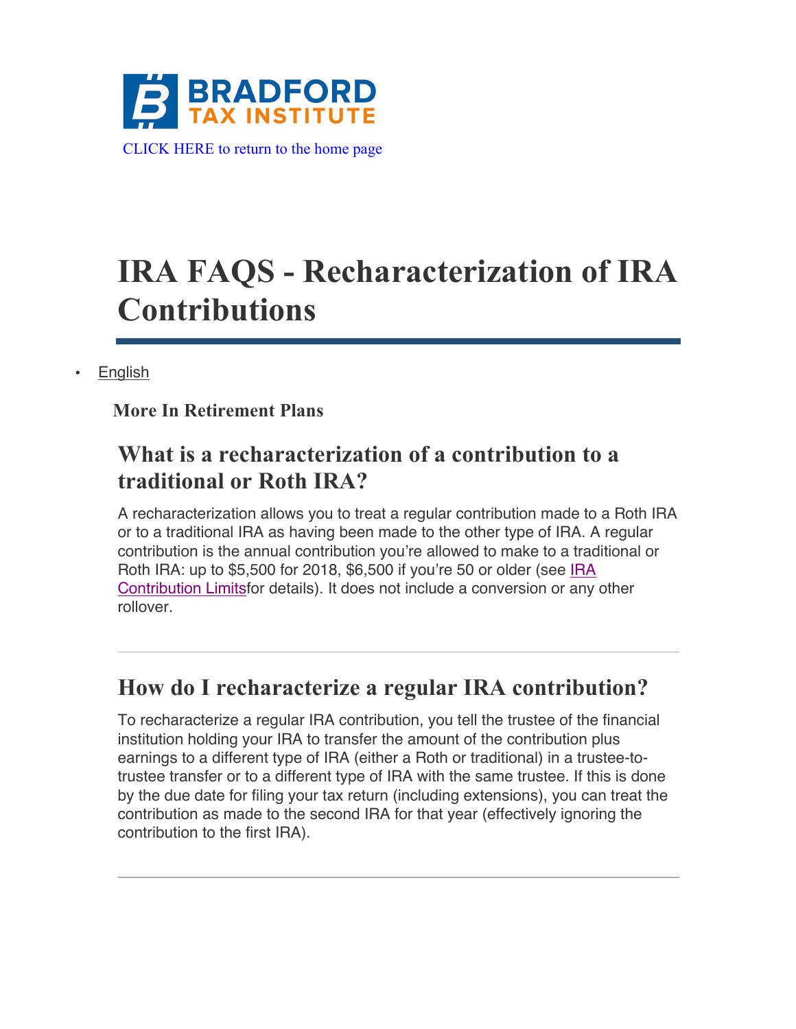BRADFORD TAX INSTITUTE

CLICK HERE to return to the home page

# IRA FAQS - Recharacterization of IRA Contributions

- English

**More In Retirement Plans**

## What is a recharacterization of a contribution to a traditional or Roth IRA?

A recharacterization allows you to treat a regular contribution made to a Roth IRA or to a traditional IRA as having been made to the other type of IRA. A regular contribution is the annual contribution you're allowed to make to a traditional or Roth IRA: up to $5,500 for 2018, $6,500 if you're 50 or older (see IRA Contribution Limitsfor details). It does not include a conversion or any other rollover.

---

## How do I recharacterize a regular IRA contribution?

To recharacterize a regular IRA contribution, you tell the trustee of the financial institution holding your IRA to transfer the amount of the contribution plus earnings to a different type of IRA (either a Roth or traditional) in a trustee-to-trustee transfer or to a different type of IRA with the same trustee. If this is done by the due date for filing your tax return (including extensions), you can treat the contribution as made to the second IRA for that year (effectively ignoring the contribution to the first IRA).

---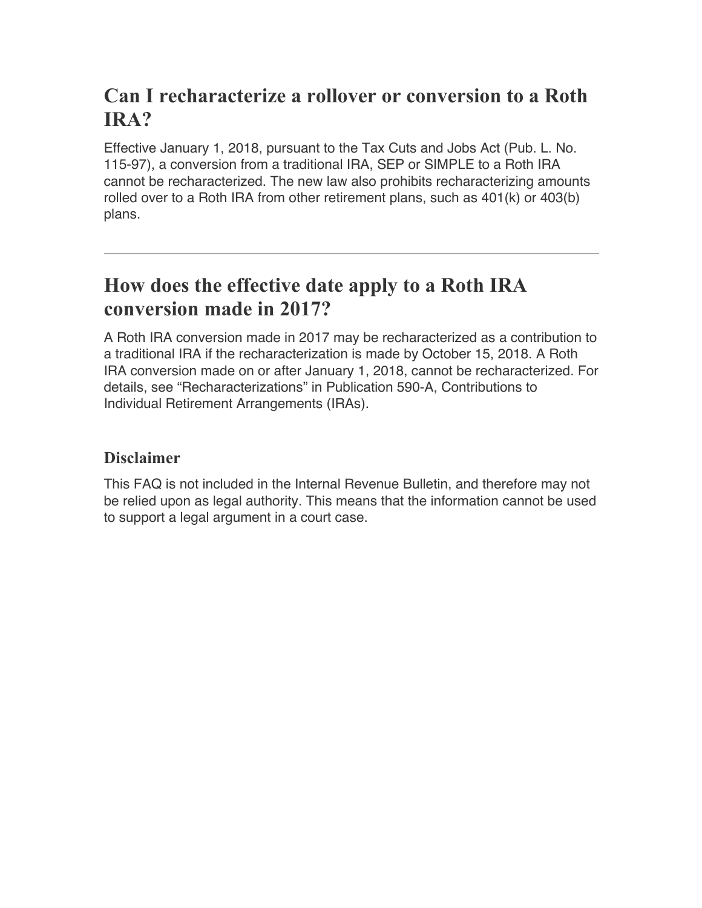## Can I recharacterize a rollover or conversion to a Roth IRA?

Effective January 1, 2018, pursuant to the Tax Cuts and Jobs Act (Pub. L. No. 115-97), a conversion from a traditional IRA, SEP or SIMPLE to a Roth IRA cannot be recharacterized. The new law also prohibits recharacterizing amounts rolled over to a Roth IRA from other retirement plans, such as 401(k) or 403(b) plans.

---

## How does the effective date apply to a Roth IRA conversion made in 2017?

A Roth IRA conversion made in 2017 may be recharacterized as a contribution to a traditional IRA if the recharacterization is made by October 15, 2018. A Roth IRA conversion made on or after January 1, 2018, cannot be recharacterized. For details, see "Recharacterizations" in Publication 590-A, Contributions to Individual Retirement Arrangements (IRAs).

### Disclaimer

This FAQ is not included in the Internal Revenue Bulletin, and therefore may not be relied upon as legal authority. This means that the information cannot be used to support a legal argument in a court case.